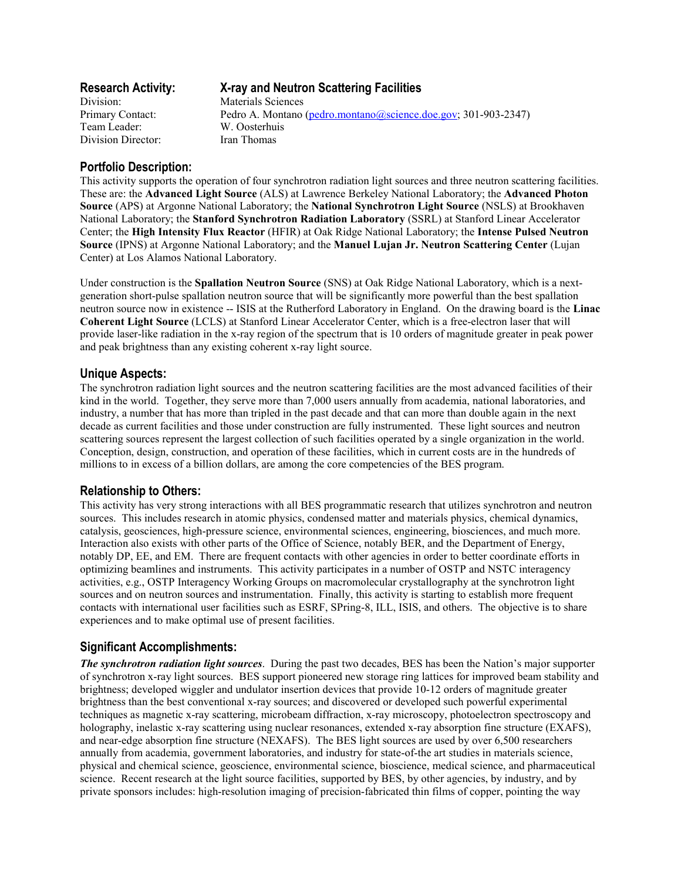**Research Activity:** **X-ray and Neutron Scattering Facilities**
Division: Materials Sciences
Primary Contact: Pedro A. Montano (pedro.montano@science.doe.gov; 301-903-2347)
Team Leader: W. Oosterhuis
Division Director: Iran Thomas

## Portfolio Description:

This activity supports the operation of four synchrotron radiation light sources and three neutron scattering facilities. These are: the **Advanced Light Source** (ALS) at Lawrence Berkeley National Laboratory; the **Advanced Photon Source** (APS) at Argonne National Laboratory; the **National Synchrotron Light Source** (NSLS) at Brookhaven National Laboratory; the **Stanford Synchrotron Radiation Laboratory** (SSRL) at Stanford Linear Accelerator Center; the **High Intensity Flux Reactor** (HFIR) at Oak Ridge National Laboratory; the **Intense Pulsed Neutron Source** (IPNS) at Argonne National Laboratory; and the **Manuel Lujan Jr. Neutron Scattering Center** (Lujan Center) at Los Alamos National Laboratory.

Under construction is the **Spallation Neutron Source** (SNS) at Oak Ridge National Laboratory, which is a next-generation short-pulse spallation neutron source that will be significantly more powerful than the best spallation neutron source now in existence -- ISIS at the Rutherford Laboratory in England. On the drawing board is the **Linac Coherent Light Source** (LCLS) at Stanford Linear Accelerator Center, which is a free-electron laser that will provide laser-like radiation in the x-ray region of the spectrum that is 10 orders of magnitude greater in peak power and peak brightness than any existing coherent x-ray light source.

## Unique Aspects:

The synchrotron radiation light sources and the neutron scattering facilities are the most advanced facilities of their kind in the world. Together, they serve more than 7,000 users annually from academia, national laboratories, and industry, a number that has more than tripled in the past decade and that can more than double again in the next decade as current facilities and those under construction are fully instrumented. These light sources and neutron scattering sources represent the largest collection of such facilities operated by a single organization in the world. Conception, design, construction, and operation of these facilities, which in current costs are in the hundreds of millions to in excess of a billion dollars, are among the core competencies of the BES program.

## Relationship to Others:

This activity has very strong interactions with all BES programmatic research that utilizes synchrotron and neutron sources. This includes research in atomic physics, condensed matter and materials physics, chemical dynamics, catalysis, geosciences, high-pressure science, environmental sciences, engineering, biosciences, and much more. Interaction also exists with other parts of the Office of Science, notably BER, and the Department of Energy, notably DP, EE, and EM. There are frequent contacts with other agencies in order to better coordinate efforts in optimizing beamlines and instruments. This activity participates in a number of OSTP and NSTC interagency activities, e.g., OSTP Interagency Working Groups on macromolecular crystallography at the synchrotron light sources and on neutron sources and instrumentation. Finally, this activity is starting to establish more frequent contacts with international user facilities such as ESRF, SPring-8, ILL, ISIS, and others. The objective is to share experiences and to make optimal use of present facilities.

## Significant Accomplishments:

***The synchrotron radiation light sources***. During the past two decades, BES has been the Nation's major supporter of synchrotron x-ray light sources. BES support pioneered new storage ring lattices for improved beam stability and brightness; developed wiggler and undulator insertion devices that provide 10-12 orders of magnitude greater brightness than the best conventional x-ray sources; and discovered or developed such powerful experimental techniques as magnetic x-ray scattering, microbeam diffraction, x-ray microscopy, photoelectron spectroscopy and holography, inelastic x-ray scattering using nuclear resonances, extended x-ray absorption fine structure (EXAFS), and near-edge absorption fine structure (NEXAFS). The BES light sources are used by over 6,500 researchers annually from academia, government laboratories, and industry for state-of-the art studies in materials science, physical and chemical science, geoscience, environmental science, bioscience, medical science, and pharmaceutical science. Recent research at the light source facilities, supported by BES, by other agencies, by industry, and by private sponsors includes: high-resolution imaging of precision-fabricated thin films of copper, pointing the way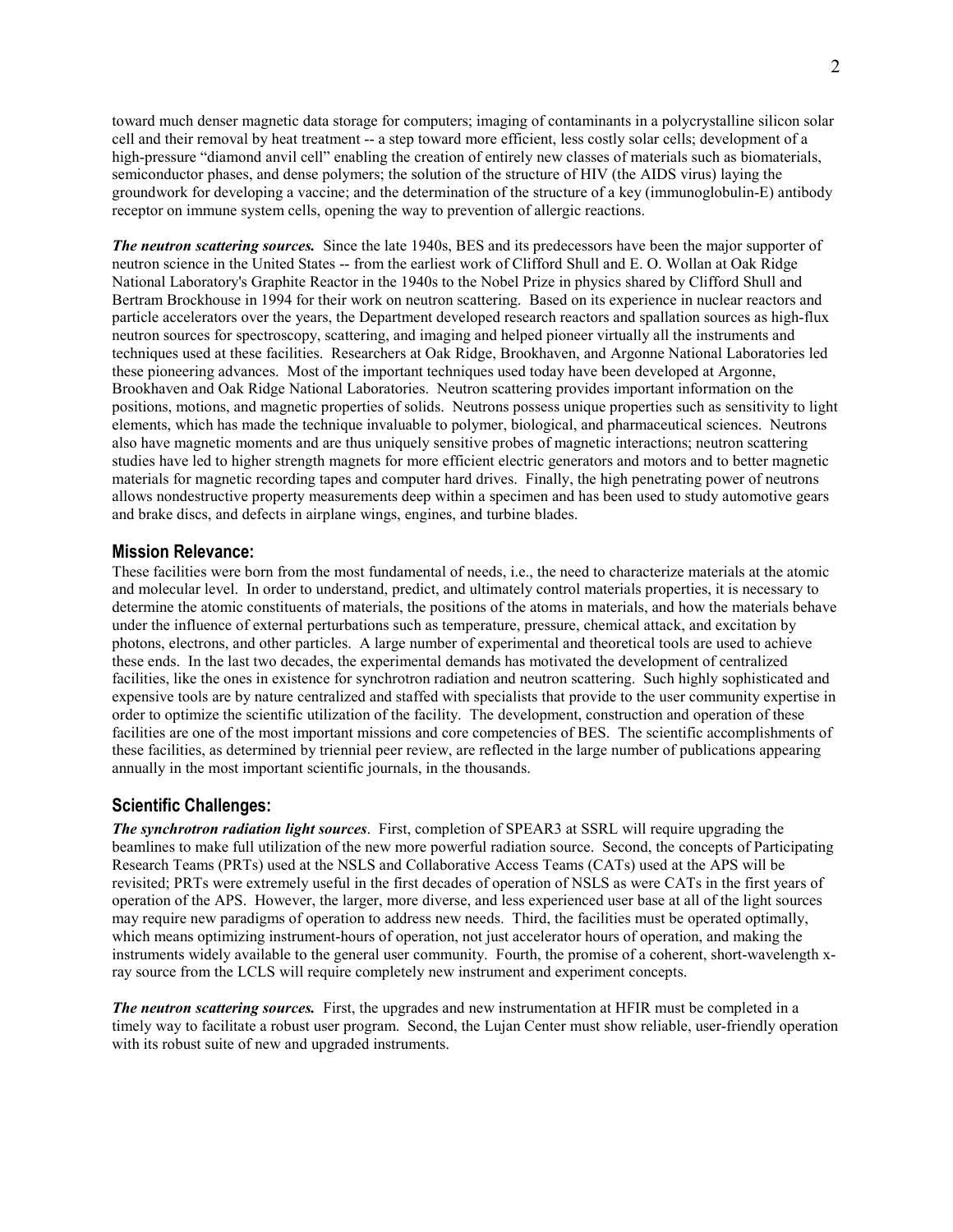toward much denser magnetic data storage for computers; imaging of contaminants in a polycrystalline silicon solar cell and their removal by heat treatment -- a step toward more efficient, less costly solar cells; development of a high-pressure "diamond anvil cell" enabling the creation of entirely new classes of materials such as biomaterials, semiconductor phases, and dense polymers; the solution of the structure of HIV (the AIDS virus) laying the groundwork for developing a vaccine; and the determination of the structure of a key (immunoglobulin-E) antibody receptor on immune system cells, opening the way to prevention of allergic reactions.

***The neutron scattering sources.*** Since the late 1940s, BES and its predecessors have been the major supporter of neutron science in the United States -- from the earliest work of Clifford Shull and E. O. Wollan at Oak Ridge National Laboratory's Graphite Reactor in the 1940s to the Nobel Prize in physics shared by Clifford Shull and Bertram Brockhouse in 1994 for their work on neutron scattering. Based on its experience in nuclear reactors and particle accelerators over the years, the Department developed research reactors and spallation sources as high-flux neutron sources for spectroscopy, scattering, and imaging and helped pioneer virtually all the instruments and techniques used at these facilities. Researchers at Oak Ridge, Brookhaven, and Argonne National Laboratories led these pioneering advances. Most of the important techniques used today have been developed at Argonne, Brookhaven and Oak Ridge National Laboratories. Neutron scattering provides important information on the positions, motions, and magnetic properties of solids. Neutrons possess unique properties such as sensitivity to light elements, which has made the technique invaluable to polymer, biological, and pharmaceutical sciences. Neutrons also have magnetic moments and are thus uniquely sensitive probes of magnetic interactions; neutron scattering studies have led to higher strength magnets for more efficient electric generators and motors and to better magnetic materials for magnetic recording tapes and computer hard drives. Finally, the high penetrating power of neutrons allows nondestructive property measurements deep within a specimen and has been used to study automotive gears and brake discs, and defects in airplane wings, engines, and turbine blades.

## Mission Relevance:

These facilities were born from the most fundamental of needs, i.e., the need to characterize materials at the atomic and molecular level. In order to understand, predict, and ultimately control materials properties, it is necessary to determine the atomic constituents of materials, the positions of the atoms in materials, and how the materials behave under the influence of external perturbations such as temperature, pressure, chemical attack, and excitation by photons, electrons, and other particles. A large number of experimental and theoretical tools are used to achieve these ends. In the last two decades, the experimental demands has motivated the development of centralized facilities, like the ones in existence for synchrotron radiation and neutron scattering. Such highly sophisticated and expensive tools are by nature centralized and staffed with specialists that provide to the user community expertise in order to optimize the scientific utilization of the facility. The development, construction and operation of these facilities are one of the most important missions and core competencies of BES. The scientific accomplishments of these facilities, as determined by triennial peer review, are reflected in the large number of publications appearing annually in the most important scientific journals, in the thousands.

## Scientific Challenges:

***The synchrotron radiation light sources***. First, completion of SPEAR3 at SSRL will require upgrading the beamlines to make full utilization of the new more powerful radiation source. Second, the concepts of Participating Research Teams (PRTs) used at the NSLS and Collaborative Access Teams (CATs) used at the APS will be revisited; PRTs were extremely useful in the first decades of operation of NSLS as were CATs in the first years of operation of the APS. However, the larger, more diverse, and less experienced user base at all of the light sources may require new paradigms of operation to address new needs. Third, the facilities must be operated optimally, which means optimizing instrument-hours of operation, not just accelerator hours of operation, and making the instruments widely available to the general user community. Fourth, the promise of a coherent, short-wavelength x-ray source from the LCLS will require completely new instrument and experiment concepts.

***The neutron scattering sources.*** First, the upgrades and new instrumentation at HFIR must be completed in a timely way to facilitate a robust user program. Second, the Lujan Center must show reliable, user-friendly operation with its robust suite of new and upgraded instruments.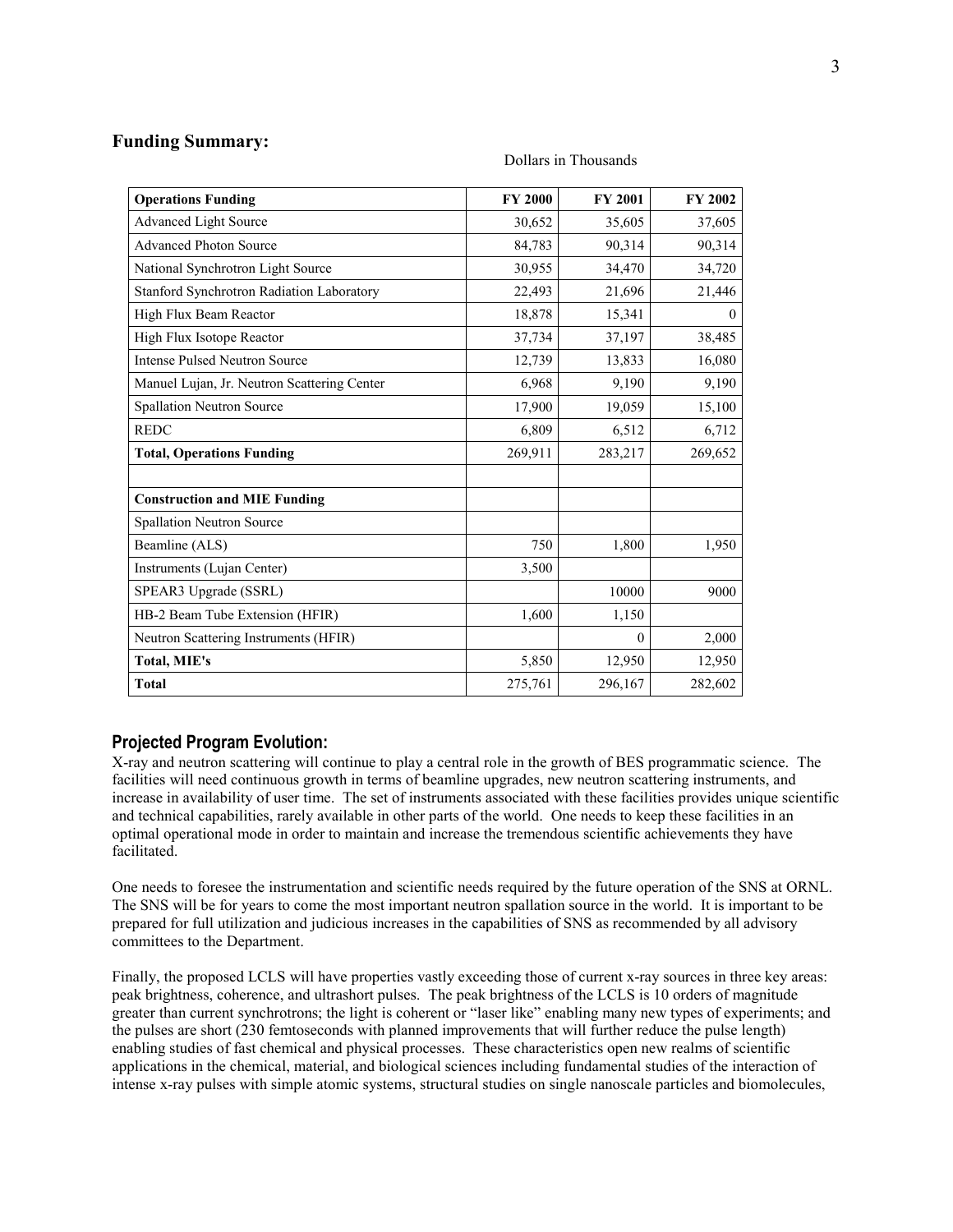## Funding Summary:

Dollars in Thousands

| Operations Funding | FY 2000 | FY 2001 | FY 2002 |
|---|---|---|---|
| Advanced Light Source | 30,652 | 35,605 | 37,605 |
| Advanced Photon Source | 84,783 | 90,314 | 90,314 |
| National Synchrotron Light Source | 30,955 | 34,470 | 34,720 |
| Stanford Synchrotron Radiation Laboratory | 22,493 | 21,696 | 21,446 |
| High Flux Beam Reactor | 18,878 | 15,341 | 0 |
| High Flux Isotope Reactor | 37,734 | 37,197 | 38,485 |
| Intense Pulsed Neutron Source | 12,739 | 13,833 | 16,080 |
| Manuel Lujan, Jr. Neutron Scattering Center | 6,968 | 9,190 | 9,190 |
| Spallation Neutron Source | 17,900 | 19,059 | 15,100 |
| REDC | 6,809 | 6,512 | 6,712 |
| **Total, Operations Funding** | 269,911 | 283,217 | 269,652 |
| | | | |
| **Construction and MIE Funding** | | | |
| Spallation Neutron Source | | | |
| Beamline (ALS) | 750 | 1,800 | 1,950 |
| Instruments (Lujan Center) | 3,500 | | |
| SPEAR3 Upgrade (SSRL) | | 10000 | 9000 |
| HB-2 Beam Tube Extension (HFIR) | 1,600 | 1,150 | |
| Neutron Scattering Instruments (HFIR) | | 0 | 2,000 |
| **Total, MIE's** | 5,850 | 12,950 | 12,950 |
| **Total** | 275,761 | 296,167 | 282,602 |

## Projected Program Evolution:

X-ray and neutron scattering will continue to play a central role in the growth of BES programmatic science. The facilities will need continuous growth in terms of beamline upgrades, new neutron scattering instruments, and increase in availability of user time. The set of instruments associated with these facilities provides unique scientific and technical capabilities, rarely available in other parts of the world. One needs to keep these facilities in an optimal operational mode in order to maintain and increase the tremendous scientific achievements they have facilitated.

One needs to foresee the instrumentation and scientific needs required by the future operation of the SNS at ORNL. The SNS will be for years to come the most important neutron spallation source in the world. It is important to be prepared for full utilization and judicious increases in the capabilities of SNS as recommended by all advisory committees to the Department.

Finally, the proposed LCLS will have properties vastly exceeding those of current x-ray sources in three key areas: peak brightness, coherence, and ultrashort pulses. The peak brightness of the LCLS is 10 orders of magnitude greater than current synchrotrons; the light is coherent or "laser like" enabling many new types of experiments; and the pulses are short (230 femtoseconds with planned improvements that will further reduce the pulse length) enabling studies of fast chemical and physical processes. These characteristics open new realms of scientific applications in the chemical, material, and biological sciences including fundamental studies of the interaction of intense x-ray pulses with simple atomic systems, structural studies on single nanoscale particles and biomolecules,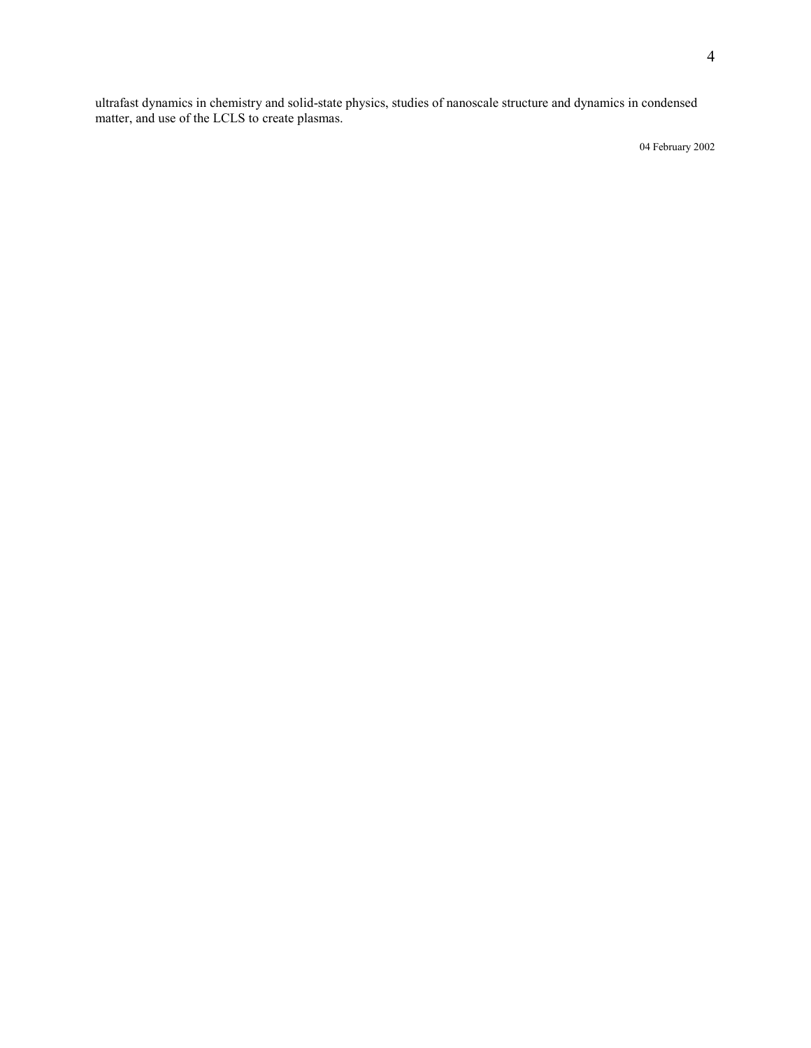ultrafast dynamics in chemistry and solid-state physics, studies of nanoscale structure and dynamics in condensed matter, and use of the LCLS to create plasmas.

04 February 2002